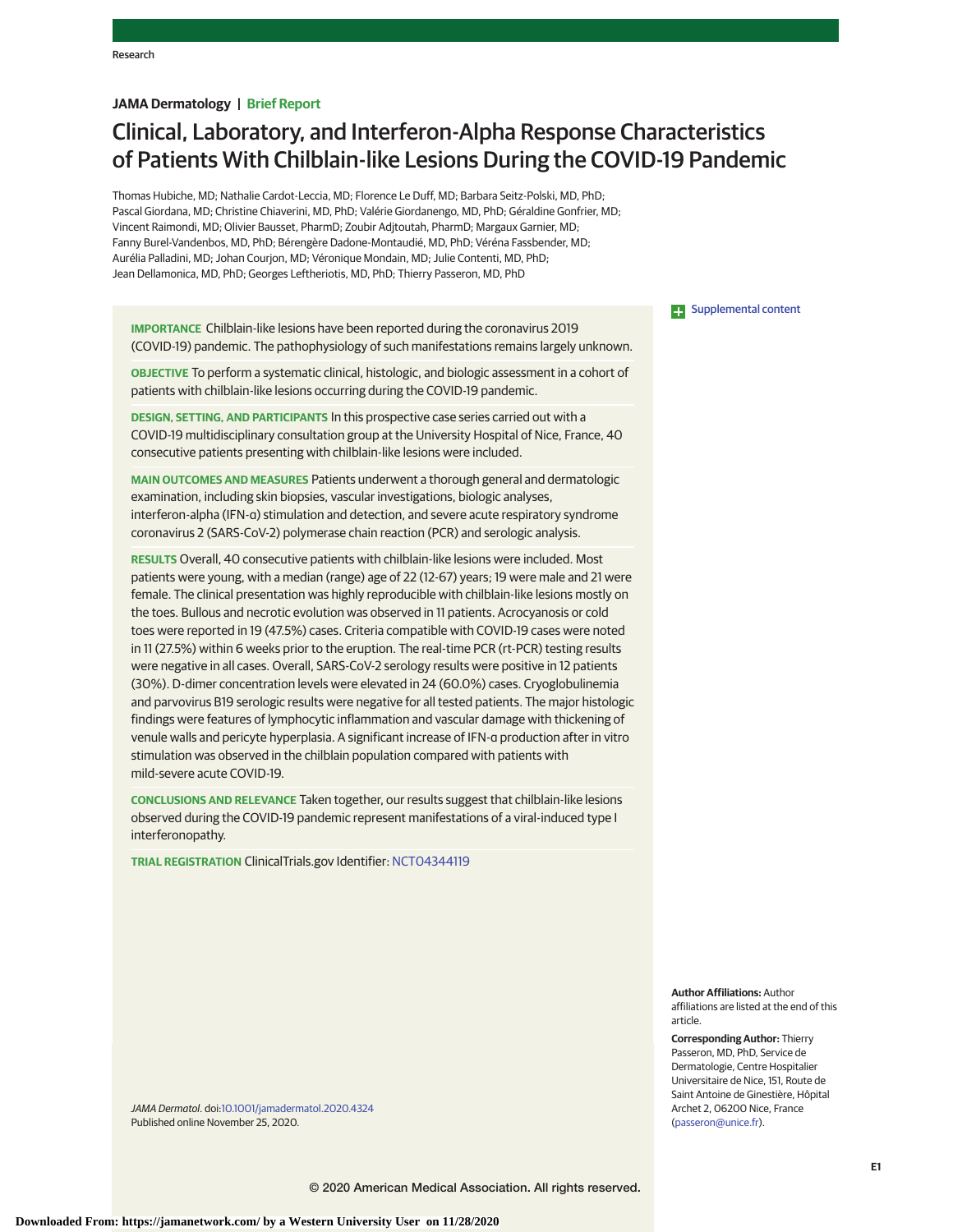JAMA Dermatology | Brief Report

# Clinical, Laboratory, and Interferon-Alpha Response Characteristics of Patients With Chilblain-like Lesions During the COVID-19 Pandemic

Thomas Hubiche, MD; Nathalie Cardot-Leccia, MD; Florence Le Duff, MD; Barbara Seitz-Polski, MD, PhD; Pascal Giordana, MD; Christine Chiaverini, MD, PhD; Valérie Giordanengo, MD, PhD; Géraldine Gonfrier, MD; Vincent Raimondi, MD; Olivier Bausset, PharmD; Zoubir Adjtoutah, PharmD; Margaux Garnier, MD; Fanny Burel-Vandenbos, MD, PhD; Bérengère Dadone-Montaudié, MD, PhD; Véréna Fassbender, MD; Aurélia Palladini, MD; Johan Courjon, MD; Véronique Mondain, MD; Julie Contenti, MD, PhD; Jean Dellamonica, MD, PhD; Georges Leftheriotis, MD, PhD; Thierry Passeron, MD, PhD

Supplemental content

**IMPORTANCE** Chilblain-like lesions have been reported during the coronavirus 2019 (COVID-19) pandemic. The pathophysiology of such manifestations remains largely unknown.

**OBJECTIVE** To perform a systematic clinical, histologic, and biologic assessment in a cohort of patients with chilblain-like lesions occurring during the COVID-19 pandemic.

**DESIGN, SETTING, AND PARTICIPANTS** In this prospective case series carried out with a COVID-19 multidisciplinary consultation group at the University Hospital of Nice, France, 40 consecutive patients presenting with chilblain-like lesions were included.

**MAIN OUTCOMES AND MEASURES** Patients underwent a thorough general and dermatologic examination, including skin biopsies, vascular investigations, biologic analyses, interferon-alpha (IFN-α) stimulation and detection, and severe acute respiratory syndrome coronavirus 2 (SARS-CoV-2) polymerase chain reaction (PCR) and serologic analysis.

**RESULTS** Overall, 40 consecutive patients with chilblain-like lesions were included. Most patients were young, with a median (range) age of 22 (12-67) years; 19 were male and 21 were female. The clinical presentation was highly reproducible with chilblain-like lesions mostly on the toes. Bullous and necrotic evolution was observed in 11 patients. Acrocyanosis or cold toes were reported in 19 (47.5%) cases. Criteria compatible with COVID-19 cases were noted in 11 (27.5%) within 6 weeks prior to the eruption. The real-time PCR (rt-PCR) testing results were negative in all cases. Overall, SARS-CoV-2 serology results were positive in 12 patients (30%). D-dimer concentration levels were elevated in 24 (60.0%) cases. Cryoglobulinemia and parvovirus B19 serologic results were negative for all tested patients. The major histologic findings were features of lymphocytic inflammation and vascular damage with thickening of venule walls and pericyte hyperplasia. A significant increase of IFN-α production after in vitro stimulation was observed in the chilblain population compared with patients with mild-severe acute COVID-19.

**CONCLUSIONS AND RELEVANCE** Taken together, our results suggest that chilblain-like lesions observed during the COVID-19 pandemic represent manifestations of a viral-induced type I interferonopathy.

**TRIAL REGISTRATION** ClinicalTrials.gov Identifier: NCT04344119

*JAMA Dermatol*. doi:10.1001/jamadermatol.2020.4324
Published online November 25, 2020.

**Author Affiliations:** Author affiliations are listed at the end of this article.

**Corresponding Author:** Thierry Passeron, MD, PhD, Service de Dermatologie, Centre Hospitalier Universitaire de Nice, 151, Route de Saint Antoine de Ginestière, Hôpital Archet 2, 06200 Nice, France (passeron@unice.fr).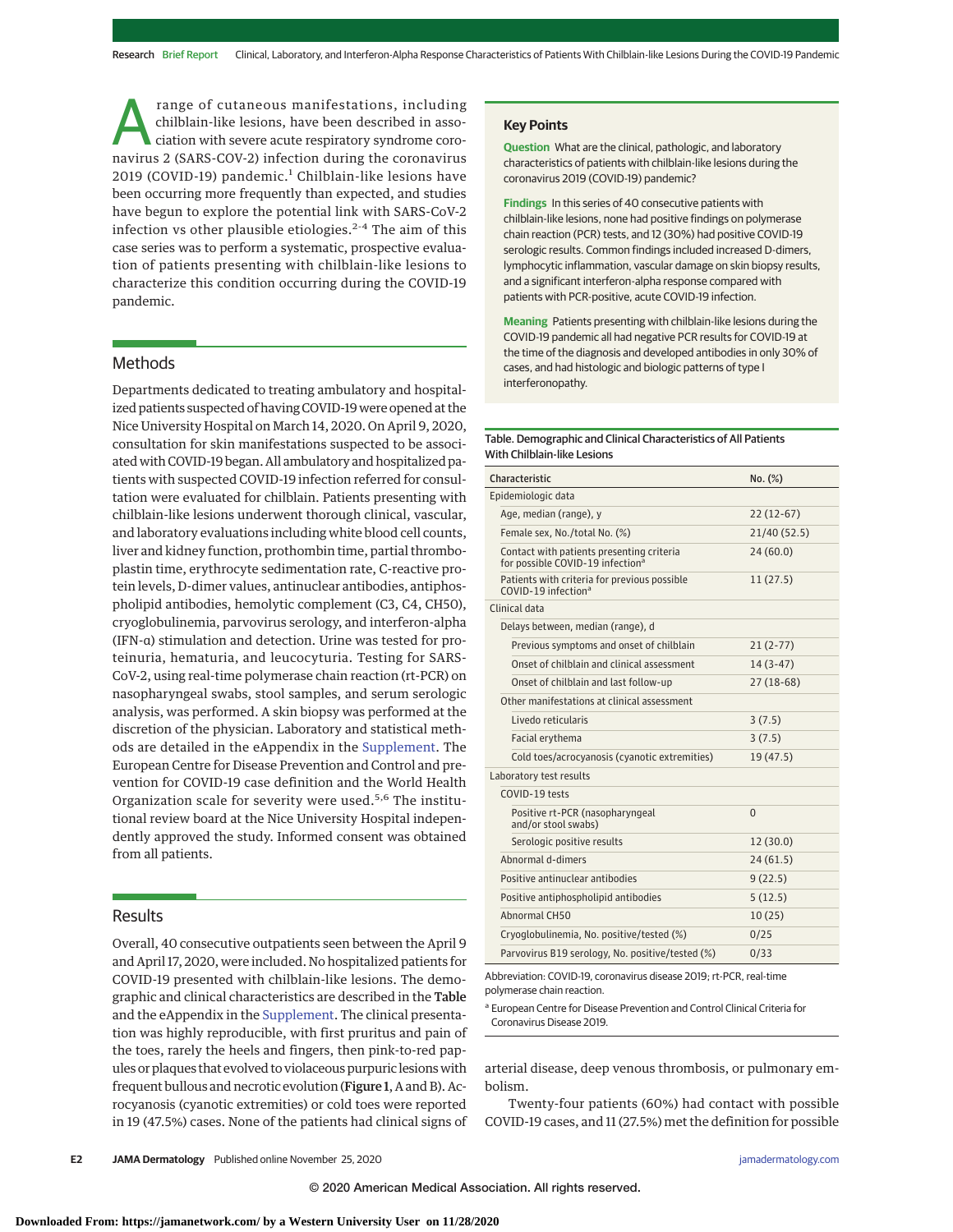A range of cutaneous manifestations, including chilblain-like lesions, have been described in association with severe acute respiratory syndrome coronavirus 2 (SARS-COV-2) infection during the coronavirus 2019 (COVID-19) pandemic.[1] Chilblain-like lesions have been occurring more frequently than expected, and studies have begun to explore the potential link with SARS-CoV-2 infection vs other plausible etiologies.[2-4] The aim of this case series was to perform a systematic, prospective evaluation of patients presenting with chilblain-like lesions to characterize this condition occurring during the COVID-19 pandemic.

## Key Points

**Question** What are the clinical, pathologic, and laboratory characteristics of patients with chilblain-like lesions during the coronavirus 2019 (COVID-19) pandemic?

**Findings** In this series of 40 consecutive patients with chilblain-like lesions, none had positive findings on polymerase chain reaction (PCR) tests, and 12 (30%) had positive COVID-19 serologic results. Common findings included increased D-dimers, lymphocytic inflammation, vascular damage on skin biopsy results, and a significant interferon-alpha response compared with patients with PCR-positive, acute COVID-19 infection.

**Meaning** Patients presenting with chilblain-like lesions during the COVID-19 pandemic all had negative PCR results for COVID-19 at the time of the diagnosis and developed antibodies in only 30% of cases, and had histologic and biologic patterns of type I interferonopathy.

## Methods

Departments dedicated to treating ambulatory and hospitalized patients suspected of having COVID-19 were opened at the Nice University Hospital on March 14, 2020. On April 9, 2020, consultation for skin manifestations suspected to be associated with COVID-19 began. All ambulatory and hospitalized patients with suspected COVID-19 infection referred for consultation were evaluated for chilblain. Patients presenting with chilblain-like lesions underwent thorough clinical, vascular, and laboratory evaluations including white blood cell counts, liver and kidney function, prothombin time, partial thromboplastin time, erythrocyte sedimentation rate, C-reactive protein levels, D-dimer values, antinuclear antibodies, antiphospholipid antibodies, hemolytic complement (C3, C4, CH50), cryoglobulinemia, parvovirus serology, and interferon-alpha (IFN-α) stimulation and detection. Urine was tested for proteinuria, hematuria, and leucocyturia. Testing for SARS-CoV-2, using real-time polymerase chain reaction (rt-PCR) on nasopharyngeal swabs, stool samples, and serum serologic analysis, was performed. A skin biopsy was performed at the discretion of the physician. Laboratory and statistical methods are detailed in the eAppendix in the Supplement. The European Centre for Disease Prevention and Control and prevention for COVID-19 case definition and the World Health Organization scale for severity were used.[5,6] The institutional review board at the Nice University Hospital independently approved the study. Informed consent was obtained from all patients.

## Results

Overall, 40 consecutive outpatients seen between the April 9 and April 17, 2020, were included. No hospitalized patients for COVID-19 presented with chilblain-like lesions. The demographic and clinical characteristics are described in the **Table** and the eAppendix in the Supplement. The clinical presentation was highly reproducible, with first pruritus and pain of the toes, rarely the heels and fingers, then pink-to-red papules or plaques that evolved to violaceous purpuric lesions with frequent bullous and necrotic evolution (**Figure 1**, A and B). Acrocyanosis (cyanotic extremities) or cold toes were reported in 19 (47.5%) cases. None of the patients had clinical signs of arterial disease, deep venous thrombosis, or pulmonary embolism.

Table. Demographic and Clinical Characteristics of All Patients With Chilblain-like Lesions

| Characteristic | No. (%) |
|---|---|
| **Epidemiologic data** | |
| Age, median (range), y | 22 (12-67) |
| Female sex, No./total No. (%) | 21/40 (52.5) |
| Contact with patients presenting criteria for possible COVID-19 infection[a] | 24 (60.0) |
| Patients with criteria for previous possible COVID-19 infection[a] | 11 (27.5) |
| **Clinical data** | |
| Delays between, median (range), d | |
| Previous symptoms and onset of chilblain | 21 (2-77) |
| Onset of chilblain and clinical assessment | 14 (3-47) |
| Onset of chilblain and last follow-up | 27 (18-68) |
| Other manifestations at clinical assessment | |
| Livedo reticularis | 3 (7.5) |
| Facial erythema | 3 (7.5) |
| Cold toes/acrocyanosis (cyanotic extremities) | 19 (47.5) |
| **Laboratory test results** | |
| COVID-19 tests | |
| Positive rt-PCR (nasopharyngeal and/or stool swabs) | 0 |
| Serologic positive results | 12 (30.0) |
| Abnormal d-dimers | 24 (61.5) |
| Positive antinuclear antibodies | 9 (22.5) |
| Positive antiphospholipid antibodies | 5 (12.5) |
| Abnormal CH50 | 10 (25) |
| Cryoglobulinemia, No. positive/tested (%) | 0/25 |
| Parvovirus B19 serology, No. positive/tested (%) | 0/33 |

Abbreviation: COVID-19, coronavirus disease 2019; rt-PCR, real-time polymerase chain reaction.

[a] European Centre for Disease Prevention and Control Clinical Criteria for Coronavirus Disease 2019.

Twenty-four patients (60%) had contact with possible COVID-19 cases, and 11 (27.5%) met the definition for possible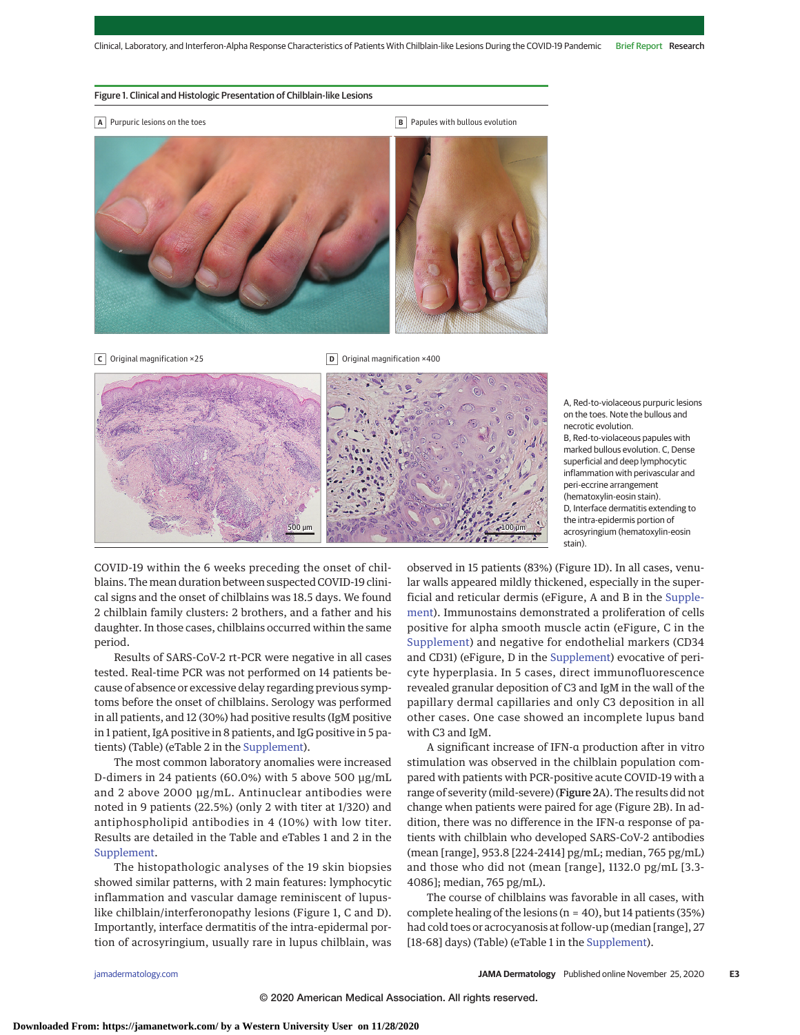Figure 1. Clinical and Histologic Presentation of Chilblain-like Lesions

A Purpuric lesions on the toes

B Papules with bullous evolution

C Original magnification ×25

D Original magnification ×400

A, Red-to-violaceous purpuric lesions on the toes. Note the bullous and necrotic evolution. B, Red-to-violaceous papules with marked bullous evolution. C, Dense superficial and deep lymphocytic inflammation with perivascular and peri-eccrine arrangement (hematoxylin-eosin stain). D, Interface dermatitis extending to the intra-epidermis portion of acrosyringium (hematoxylin-eosin stain).

COVID-19 within the 6 weeks preceding the onset of chilblains. The mean duration between suspected COVID-19 clinical signs and the onset of chilblains was 18.5 days. We found 2 chilblain family clusters: 2 brothers, and a father and his daughter. In those cases, chilblains occurred within the same period.

Results of SARS-CoV-2 rt-PCR were negative in all cases tested. Real-time PCR was not performed on 14 patients because of absence or excessive delay regarding previous symptoms before the onset of chilblains. Serology was performed in all patients, and 12 (30%) had positive results (IgM positive in 1 patient, IgA positive in 8 patients, and IgG positive in 5 patients) (Table) (eTable 2 in the Supplement).

The most common laboratory anomalies were increased D-dimers in 24 patients (60.0%) with 5 above 500 µg/mL and 2 above 2000 µg/mL. Antinuclear antibodies were noted in 9 patients (22.5%) (only 2 with titer at 1/320) and antiphospholipid antibodies in 4 (10%) with low titer. Results are detailed in the Table and eTables 1 and 2 in the Supplement.

The histopathologic analyses of the 19 skin biopsies showed similar patterns, with 2 main features: lymphocytic inflammation and vascular damage reminiscent of lupus-like chilblain/interferonopathy lesions (Figure 1, C and D). Importantly, interface dermatitis of the intra-epidermal portion of acrosyringium, usually rare in lupus chilblain, was observed in 15 patients (83%) (Figure 1D). In all cases, venular walls appeared mildly thickened, especially in the superficial and reticular dermis (eFigure, A and B in the Supplement). Immunostains demonstrated a proliferation of cells positive for alpha smooth muscle actin (eFigure, C in the Supplement) and negative for endothelial markers (CD34 and CD31) (eFigure, D in the Supplement) evocative of pericyte hyperplasia. In 5 cases, direct immunofluorescence revealed granular deposition of C3 and IgM in the wall of the papillary dermal capillaries and only C3 deposition in all other cases. One case showed an incomplete lupus band with C3 and IgM.

A significant increase of IFN-α production after in vitro stimulation was observed in the chilblain population compared with patients with PCR-positive acute COVID-19 with a range of severity (mild-severe) (**Figure 2**A). The results did not change when patients were paired for age (Figure 2B). In addition, there was no difference in the IFN-α response of patients with chilblain who developed SARS-CoV-2 antibodies (mean [range], 953.8 [224-2414] pg/mL; median, 765 pg/mL) and those who did not (mean [range], 1132.0 pg/mL [3.3-4086]; median, 765 pg/mL).

The course of chilblains was favorable in all cases, with complete healing of the lesions (n = 40), but 14 patients (35%) had cold toes or acrocyanosis at follow-up (median [range], 27 [18-68] days) (Table) (eTable 1 in the Supplement).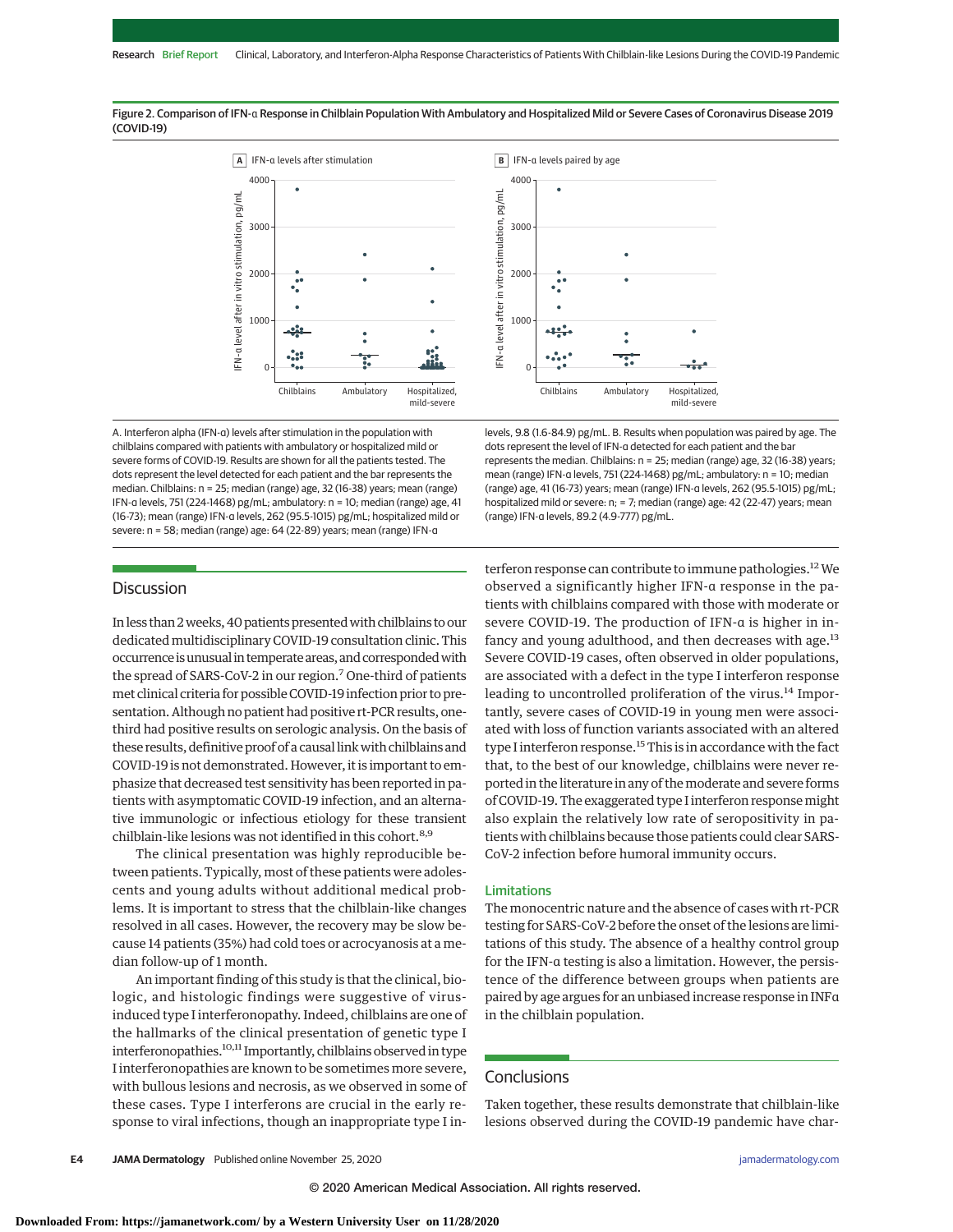Figure 2. Comparison of IFN-α Response in Chilblain Population With Ambulatory and Hospitalized Mild or Severe Cases of Coronavirus Disease 2019 (COVID-19)

A. Interferon alpha (IFN-α) levels after stimulation in the population with chilblains compared with patients with ambulatory or hospitalized mild or severe forms of COVID-19. Results are shown for all the patients tested. The dots represent the level detected for each patient and the bar represents the median. Chilblains: n = 25; median (range) age, 32 (16-38) years; mean (range) IFN-α levels, 751 (224-1468) pg/mL; ambulatory: n = 10; median (range) age, 41 (16-73); mean (range) IFN-α levels, 262 (95.5-1015) pg/mL; hospitalized mild or severe: n = 58; median (range) age: 64 (22-89) years; mean (range) IFN-α levels, 9.8 (1.6-84.9) pg/mL. B. Results when population was paired by age. The dots represent the level of IFN-α detected for each patient and the bar represents the median. Chilblains: n = 25; median (range) age, 32 (16-38) years; mean (range) IFN-α levels, 751 (224-1468) pg/mL; ambulatory: n = 10; median (range) age, 41 (16-73) years; mean (range) IFN-α levels, 262 (95.5-1015) pg/mL; hospitalized mild or severe: n; = 7; median (range) age: 42 (22-47) years; mean (range) IFN-α levels, 89.2 (4.9-777) pg/mL.

## Discussion

In less than 2 weeks, 40 patients presented with chilblains to our dedicated multidisciplinary COVID-19 consultation clinic. This occurrence is unusual in temperate areas, and corresponded with the spread of SARS-CoV-2 in our region.[7] One-third of patients met clinical criteria for possible COVID-19 infection prior to presentation. Although no patient had positive rt-PCR results, one-third had positive results on serologic analysis. On the basis of these results, definitive proof of a causal link with chilblains and COVID-19 is not demonstrated. However, it is important to emphasize that decreased test sensitivity has been reported in patients with asymptomatic COVID-19 infection, and an alternative immunologic or infectious etiology for these transient chilblain-like lesions was not identified in this cohort.[8,9]

The clinical presentation was highly reproducible between patients. Typically, most of these patients were adolescents and young adults without additional medical problems. It is important to stress that the chilblain-like changes resolved in all cases. However, the recovery may be slow because 14 patients (35%) had cold toes or acrocyanosis at a median follow-up of 1 month.

An important finding of this study is that the clinical, biologic, and histologic findings were suggestive of virus-induced type I interferonopathy. Indeed, chilblains are one of the hallmarks of the clinical presentation of genetic type I interferonopathies.[10,11] Importantly, chilblains observed in type I interferonopathies are known to be sometimes more severe, with bullous lesions and necrosis, as we observed in some of these cases. Type I interferons are crucial in the early response to viral infections, though an inappropriate type I interferon response can contribute to immune pathologies.[12] We observed a significantly higher IFN-α response in the patients with chilblains compared with those with moderate or severe COVID-19. The production of IFN-α is higher in infancy and young adulthood, and then decreases with age.[13] Severe COVID-19 cases, often observed in older populations, are associated with a defect in the type I interferon response leading to uncontrolled proliferation of the virus.[14] Importantly, severe cases of COVID-19 in young men were associated with loss of function variants associated with an altered type I interferon response.[15] This is in accordance with the fact that, to the best of our knowledge, chilblains were never reported in the literature in any of the moderate and severe forms of COVID-19. The exaggerated type I interferon response might also explain the relatively low rate of seropositivity in patients with chilblains because those patients could clear SARS-CoV-2 infection before humoral immunity occurs.

### Limitations

The monocentric nature and the absence of cases with rt-PCR testing for SARS-CoV-2 before the onset of the lesions are limitations of this study. The absence of a healthy control group for the IFN-α testing is also a limitation. However, the persistence of the difference between groups when patients are paired by age argues for an unbiased increase response in INFα in the chilblain population.

## Conclusions

Taken together, these results demonstrate that chilblain-like lesions observed during the COVID-19 pandemic have char-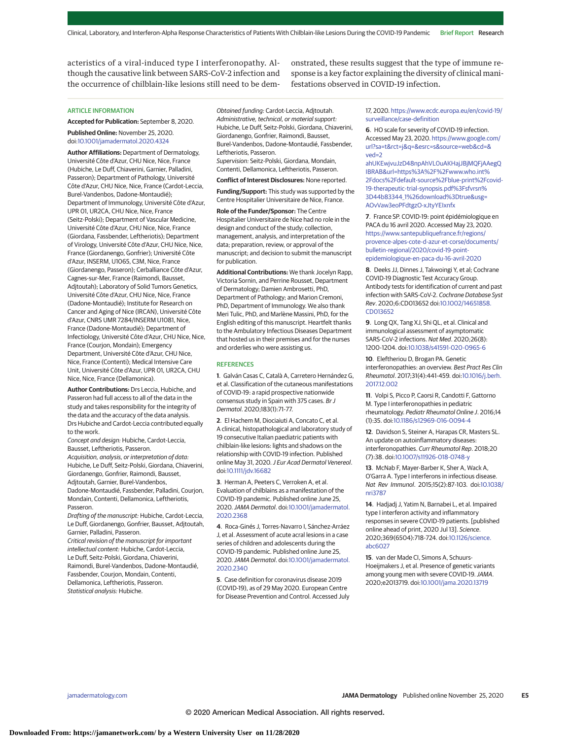acteristics of a viral-induced type I interferonopathy. Although the causative link between SARS-CoV-2 infection and the occurrence of chilblain-like lesions still need to be demonstrated, these results suggest that the type of immune response is a key factor explaining the diversity of clinical manifestations observed in COVID-19 infection.

## ARTICLE INFORMATION

**Accepted for Publication:** September 8, 2020.

**Published Online:** November 25, 2020. doi:10.1001/jamadermatol.2020.4324

**Author Affiliations:** Department of Dermatology, Université Côte d'Azur, CHU Nice, Nice, France (Hubiche, Le Duff, Chiaverini, Garnier, Palladini, Passeron); Department of Pathology, Université Côte d'Azur, CHU Nice, Nice, France (Cardot-Leccia, Burel-Vandenbos, Dadone-Montaudié); Department of Immunology, Université Côte d'Azur, UPR 01, UR2CA, CHU Nice, France (Seitz-Polski); Department of Vascular Medicine, Université Côte d'Azur, CHU Nice, France (Giordana, Fassbender, Leftheriotis); Department of Virology, Université Côte d'Azur, CHU Nice, Nice, France (Giordanengo, Gonfrier); Université Côte d'Azur, INSERM, U1065, C3M, Nice, France (Giordanengo, Passeron); Cerballiance Côte d'Azur, Cagnes-sur-Mer, France (Raimondi, Bausset, Adjtoutah); Laboratory of Solid Tumors Genetics, Université Côte d'Azur, CHU Nice, Nice, France (Dadone-Montaudié); Institute for Research on Cancer and Aging of Nice (IRCAN), Université Côte d'Azur, CNRS UMR 7284/INSERM U1081, Nice, France (Dadone-Montaudié); Department of Infectiology, Université Côte d'Azur, CHU Nice, Nice, France (Courjon, Mondain); Emergency Department, Université Côte d'Azur, CHU Nice, Nice, France (Contenti); Medical Intensive Care Unit, Université Côte d'Azur, UPR 01, UR2CA, CHU Nice, Nice, France (Dellamonica).

**Author Contributions:** Drs Leccia, Hubiche, and Passeron had full access to all of the data in the study and takes responsibility for the integrity of the data and the accuracy of the data analysis. Drs Hubiche and Cardot-Leccia contributed equally to the work.

*Concept and design:* Hubiche, Cardot-Leccia, Bausset, Leftheriotis, Passeron.

*Acquisition, analysis, or interpretation of data:* Hubiche, Le Duff, Seitz-Polski, Giordana, Chiaverini, Giordanengo, Gonfrier, Raimondi, Bausset, Adjtoutah, Garnier, Burel-Vandenbos, Dadone-Montaudié, Fassbender, Palladini, Courjon, Mondain, Contenti, Dellamonica, Leftheriotis, Passeron.

*Drafting of the manuscript:* Hubiche, Cardot-Leccia, Le Duff, Giordanengo, Gonfrier, Bausset, Adjtoutah, Garnier, Palladini, Passeron.

*Critical revision of the manuscript for important intellectual content:* Hubiche, Cardot-Leccia, Le Duff, Seitz-Polski, Giordana, Chiaverini, Raimondi, Burel-Vandenbos, Dadone-Montaudié, Fassbender, Courjon, Mondain, Contenti, Dellamonica, Leftheriotis, Passeron.

*Statistical analysis:* Hubiche.

*Obtained funding:* Cardot-Leccia, Adjtoutah.

*Administrative, technical, or material support:* Hubiche, Le Duff, Seitz-Polski, Giordana, Chiaverini, Giordanengo, Gonfrier, Raimondi, Bausset, Burel-Vandenbos, Dadone-Montaudié, Fassbender, Leftheriotis, Passeron.

*Supervision:* Seitz-Polski, Giordana, Mondain, Contenti, Dellamonica, Leftheriotis, Passeron.

**Conflict of Interest Disclosures:** None reported.

**Funding/Support:** This study was supported by the Centre Hospitalier Universitaire de Nice, France.

**Role of the Funder/Sponsor:** The Centre Hospitalier Universitaire de Nice had no role in the design and conduct of the study; collection, management, analysis, and interpretation of the data; preparation, review, or approval of the manuscript; and decision to submit the manuscript for publication.

**Additional Contributions:** We thank Jocelyn Rapp, Victoria Sornin, and Perrine Rousset, Department of Dermatology; Damien Ambrosetti, PhD, Department of Pathology; and Marion Cremoni, PhD, Department of Immunology. We also thank Meri Tulic, PhD, and Marlène Massini, PhD, for the English editing of this manuscript. Heartfelt thanks to the Ambulatory Infectious Diseases Department that hosted us in their premises and for the nurses and orderlies who were assisting us.

## REFERENCES

1. Galván Casas C, Català A, Carretero Hernández G, et al. Classification of the cutaneous manifestations of COVID-19: a rapid prospective nationwide consensus study in Spain with 375 cases. *Br J Dermatol*. 2020;183(1):71-77.

2. El Hachem M, Diociaiuti A, Concato C, et al. A clinical, histopathological and laboratory study of 19 consecutive Italian paediatric patients with chilblain-like lesions: lights and shadows on the relationship with COVID-19 infection. Published online May 31, 2020. *J Eur Acad Dermatol Venereol*. doi:10.1111/jdv.16682

3. Herman A, Peeters C, Verroken A, et al. Evaluation of chilblains as a manifestation of the COVID-19 pandemic. Published online June 25, 2020. *JAMA Dermatol*. doi:10.1001/jamadermatol.2020.2368

4. Roca-Ginés J, Torres-Navarro I, Sánchez-Arráez J, et al. Assessment of acute acral lesions in a case series of children and adolescents during the COVID-19 pandemic. Published online June 25, 2020. *JAMA Dermatol*. doi:10.1001/jamadermatol.2020.2340

5. Case definition for coronavirus disease 2019 (COVID-19), as of 29 May 2020. European Centre for Disease Prevention and Control. Accessed July 17, 2020. https://www.ecdc.europa.eu/en/covid-19/surveillance/case-definition

6. HO scale for severity of COVID-19 infection. Accessed May 23, 2020. https://www.google.com/url?sa=t&rct=j&q=&esrc=s&source=web&cd=&ved=2ahUKEwjvuJzD48npAhVL0uAKHajJBjMQFjAAegQIBRAB&url=https%3A%2F%2Fwww.who.int%2Fdocs%2Fdefault-source%2Fblue-print%2Fcovid-19-therapeutic-trial-synopsis.pdf%3Fsfvrsn%3D44b83344_1%26download%3Dtrue&usg=AOvVaw3eoPFdtgzO-xJtyYEIxnfx

7. France SP. COVID-19: point épidémiologique en PACA du 16 avril 2020. Accessed May 23, 2020. https://www.santepubliquefrance.fr/regions/provence-alpes-cote-d-azur-et-corse/documents/bulletin-regional/2020/covid-19-point-epidemiologique-en-paca-du-16-avril-2020

8. Deeks JJ, Dinnes J, Takwoingi Y, et al; Cochrane COVID-19 Diagnostic Test Accuracy Group. Antibody tests for identification of current and past infection with SARS-CoV-2. *Cochrane Database Syst Rev*. 2020;6:CD013652 doi:10.1002/14651858.CD013652

9. Long QX, Tang XJ, Shi QL, et al. Clinical and immunological assessment of asymptomatic SARS-CoV-2 infections. *Nat Med*. 2020;26(8):1200-1204. doi:10.1038/s41591-020-0965-6

10. Eleftheriou D, Brogan PA. Genetic interferonopathies: an overview. *Best Pract Res Clin Rheumatol*. 2017;31(4):441-459. doi:10.1016/j.berh.2017.12.002

11. Volpi S, Picco P, Caorsi R, Candotti F, Gattorno M. Type I interferonopathies in pediatric rheumatology. *Pediatr Rheumatol Online J*. 2016;14(1):35. doi:10.1186/s12969-016-0094-4

12. Davidson S, Steiner A, Harapas CR, Masters SL. An update on autoinflammatory diseases: interferonopathies. *Curr Rheumatol Rep*. 2018;20(7):38. doi:10.1007/s11926-018-0748-y

13. McNab F, Mayer-Barber K, Sher A, Wack A, O'Garra A. Type I interferons in infectious disease. *Nat Rev Immunol*. 2015;15(2):87-103. doi:10.1038/nri3787

14. Hadjadj J, Yatim N, Barnabei L, et al. Impaired type I interferon activity and inflammatory responses in severe COVID-19 patients. [published online ahead of print, 2020 Jul 13]. *Science*. 2020;369(6504):718-724. doi:10.1126/science.abc6027

15. van der Made CI, Simons A, Schuurs-Hoeijmakers J, et al. Presence of genetic variants among young men with severe COVID-19. *JAMA*. 2020;e2013719. doi:10.1001/jama.2020.13719